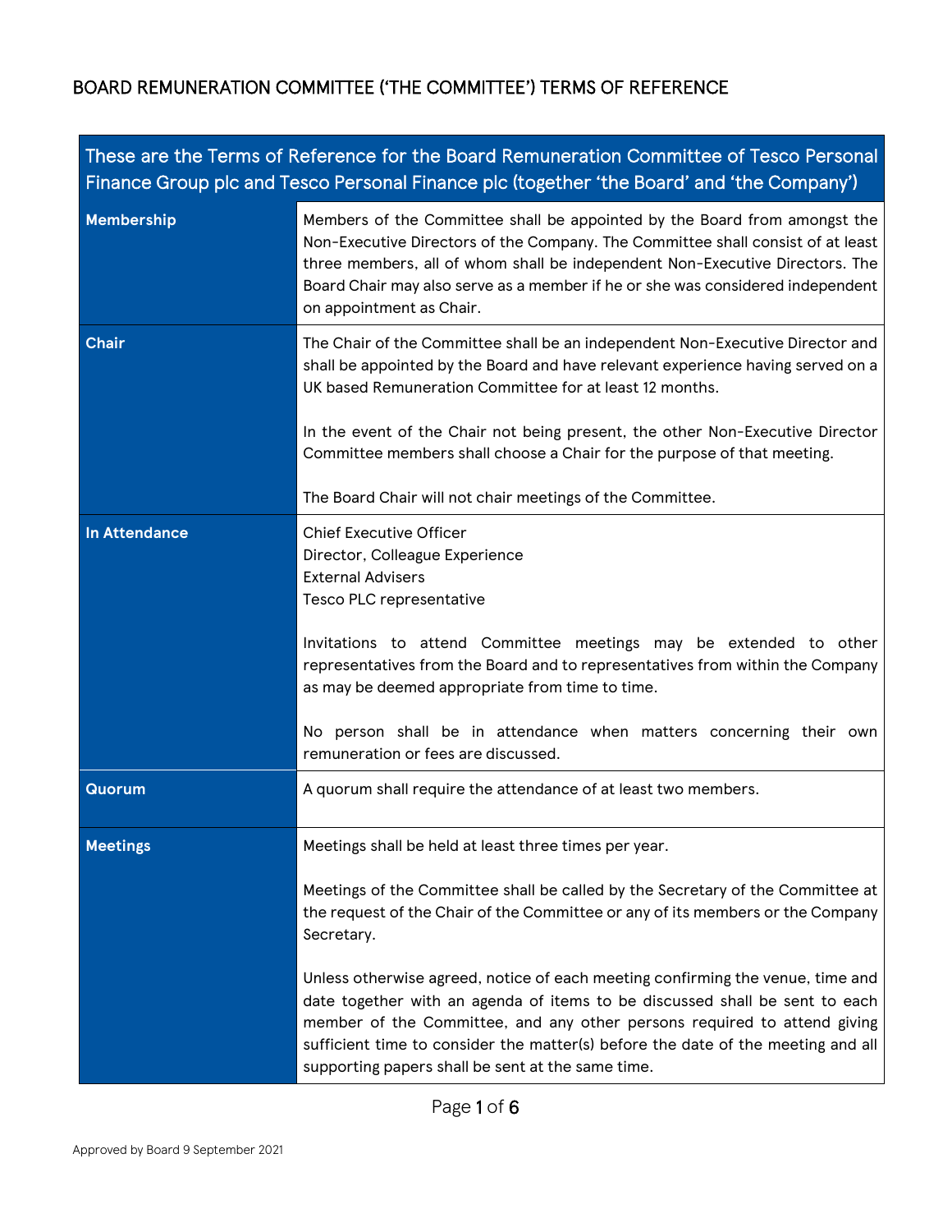# BOARD REMUNERATION COMMITTEE ('THE COMMITTEE') TERMS OF REFERENCE

| These are the Terms of Reference for the Board Remuneration Committee of Tesco Personal Finance Group plc and Tesco Personal Finance plc (together 'the Board' and 'the Company') | |
|---|---|
| **Membership** | Members of the Committee shall be appointed by the Board from amongst the Non-Executive Directors of the Company. The Committee shall consist of at least three members, all of whom shall be independent Non-Executive Directors. The Board Chair may also serve as a member if he or she was considered independent on appointment as Chair. |
| **Chair** | The Chair of the Committee shall be an independent Non-Executive Director and shall be appointed by the Board and have relevant experience having served on a UK based Remuneration Committee for at least 12 months.<br><br>In the event of the Chair not being present, the other Non-Executive Director Committee members shall choose a Chair for the purpose of that meeting.<br><br>The Board Chair will not chair meetings of the Committee. |
| **In Attendance** | Chief Executive Officer<br>Director, Colleague Experience<br>External Advisers<br>Tesco PLC representative<br><br>Invitations to attend Committee meetings may be extended to other representatives from the Board and to representatives from within the Company as may be deemed appropriate from time to time.<br><br>No person shall be in attendance when matters concerning their own remuneration or fees are discussed. |
| **Quorum** | A quorum shall require the attendance of at least two members. |
| **Meetings** | Meetings shall be held at least three times per year.<br><br>Meetings of the Committee shall be called by the Secretary of the Committee at the request of the Chair of the Committee or any of its members or the Company Secretary.<br><br>Unless otherwise agreed, notice of each meeting confirming the venue, time and date together with an agenda of items to be discussed shall be sent to each member of the Committee, and any other persons required to attend giving sufficient time to consider the matter(s) before the date of the meeting and all supporting papers shall be sent at the same time. |

Approved by Board 9 September 2021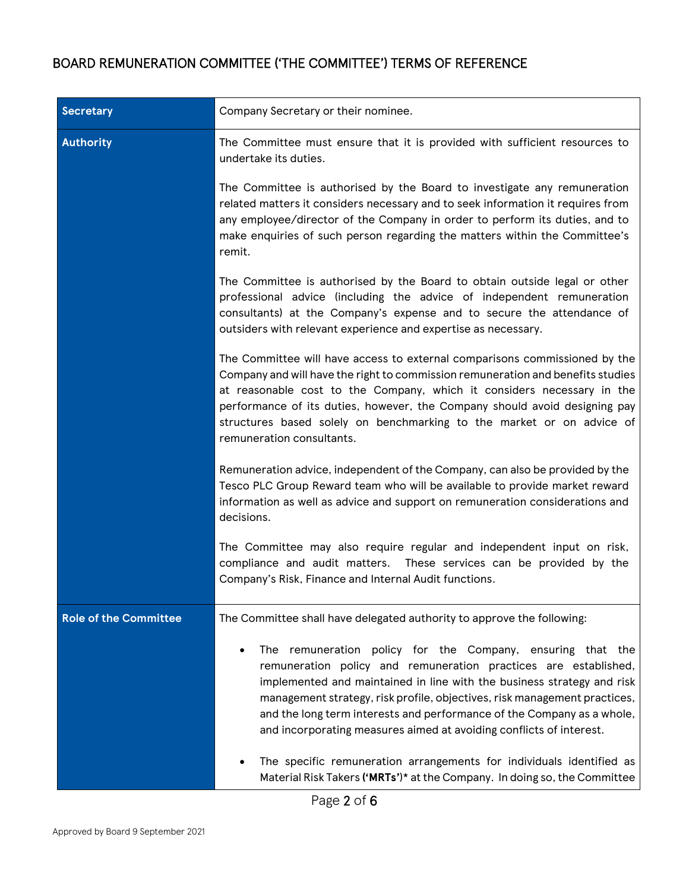## BOARD REMUNERATION COMMITTEE ('THE COMMITTEE') TERMS OF REFERENCE

| | |
|---|---|
| **Secretary** | Company Secretary or their nominee. |
| **Authority** | The Committee must ensure that it is provided with sufficient resources to undertake its duties.<br><br>The Committee is authorised by the Board to investigate any remuneration related matters it considers necessary and to seek information it requires from any employee/director of the Company in order to perform its duties, and to make enquiries of such person regarding the matters within the Committee's remit.<br><br>The Committee is authorised by the Board to obtain outside legal or other professional advice (including the advice of independent remuneration consultants) at the Company's expense and to secure the attendance of outsiders with relevant experience and expertise as necessary.<br><br>The Committee will have access to external comparisons commissioned by the Company and will have the right to commission remuneration and benefits studies at reasonable cost to the Company, which it considers necessary in the performance of its duties, however, the Company should avoid designing pay structures based solely on benchmarking to the market or on advice of remuneration consultants.<br><br>Remuneration advice, independent of the Company, can also be provided by the Tesco PLC Group Reward team who will be available to provide market reward information as well as advice and support on remuneration considerations and decisions.<br><br>The Committee may also require regular and independent input on risk, compliance and audit matters. These services can be provided by the Company's Risk, Finance and Internal Audit functions. |
| **Role of the Committee** | The Committee shall have delegated authority to approve the following:<br><br>• The remuneration policy for the Company, ensuring that the remuneration policy and remuneration practices are established, implemented and maintained in line with the business strategy and risk management strategy, risk profile, objectives, risk management practices, and the long term interests and performance of the Company as a whole, and incorporating measures aimed at avoiding conflicts of interest.<br><br>• The specific remuneration arrangements for individuals identified as Material Risk Takers **('MRTs')*** at the Company. In doing so, the Committee |

Approved by Board 9 September 2021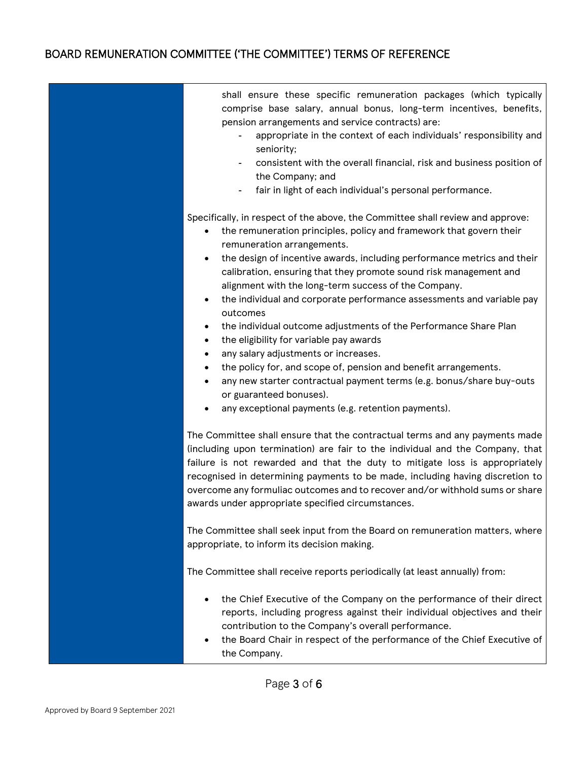shall ensure these specific remuneration packages (which typically comprise base salary, annual bonus, long-term incentives, benefits, pension arrangements and service contracts) are:

- appropriate in the context of each individuals' responsibility and seniority;
- consistent with the overall financial, risk and business position of the Company; and
- fair in light of each individual's personal performance.

Specifically, in respect of the above, the Committee shall review and approve:

- the remuneration principles, policy and framework that govern their remuneration arrangements.
- the design of incentive awards, including performance metrics and their calibration, ensuring that they promote sound risk management and alignment with the long-term success of the Company.
- the individual and corporate performance assessments and variable pay outcomes
- the individual outcome adjustments of the Performance Share Plan
- the eligibility for variable pay awards
- any salary adjustments or increases.
- the policy for, and scope of, pension and benefit arrangements.
- any new starter contractual payment terms (e.g. bonus/share buy-outs or guaranteed bonuses).
- any exceptional payments (e.g. retention payments).

The Committee shall ensure that the contractual terms and any payments made (including upon termination) are fair to the individual and the Company, that failure is not rewarded and that the duty to mitigate loss is appropriately recognised in determining payments to be made, including having discretion to overcome any formuliac outcomes and to recover and/or withhold sums or share awards under appropriate specified circumstances.

The Committee shall seek input from the Board on remuneration matters, where appropriate, to inform its decision making.

The Committee shall receive reports periodically (at least annually) from:

- the Chief Executive of the Company on the performance of their direct reports, including progress against their individual objectives and their contribution to the Company's overall performance.
- the Board Chair in respect of the performance of the Chief Executive of the Company.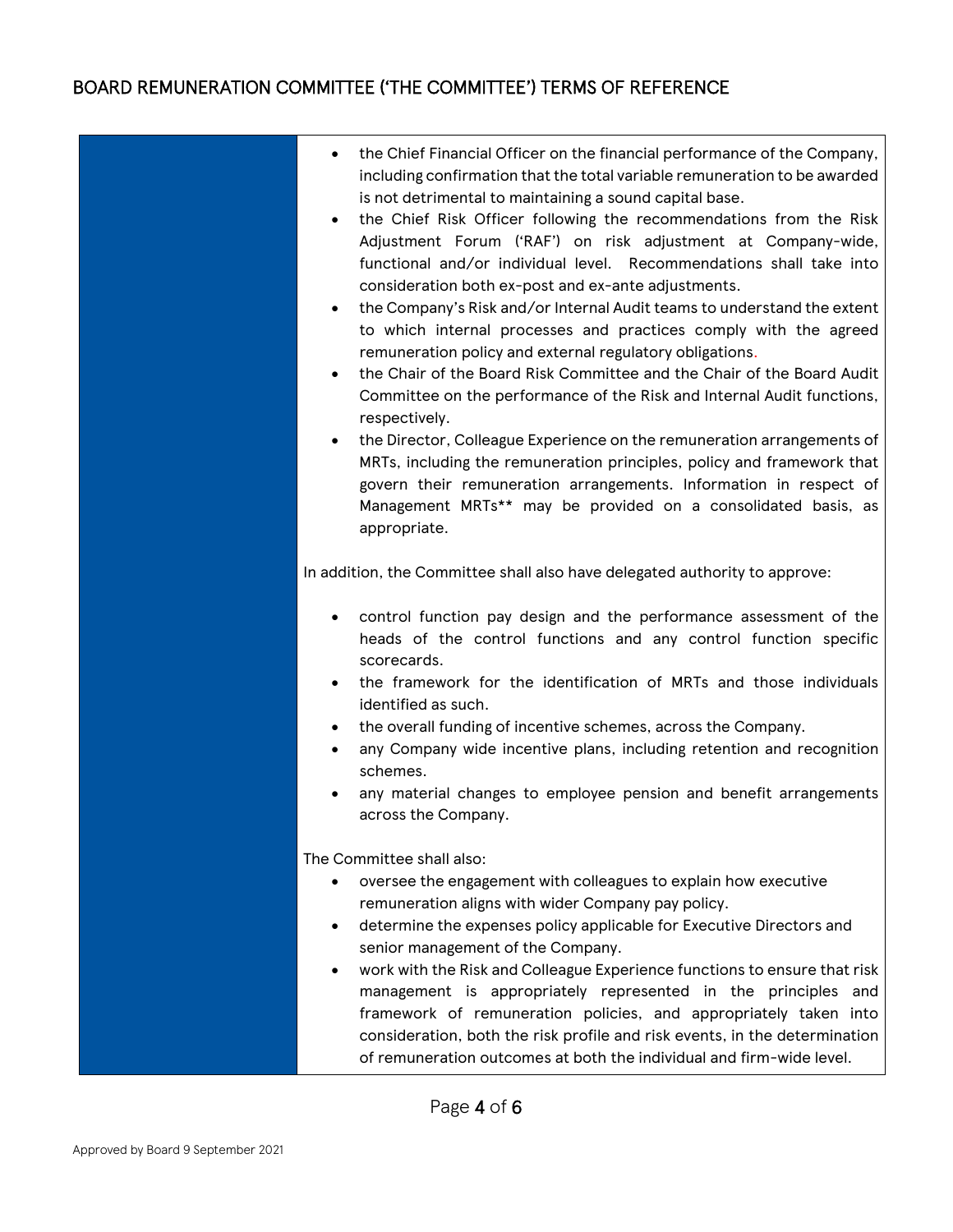- the Chief Financial Officer on the financial performance of the Company, including confirmation that the total variable remuneration to be awarded is not detrimental to maintaining a sound capital base.
- the Chief Risk Officer following the recommendations from the Risk Adjustment Forum ('RAF') on risk adjustment at Company-wide, functional and/or individual level. Recommendations shall take into consideration both ex-post and ex-ante adjustments.
- the Company's Risk and/or Internal Audit teams to understand the extent to which internal processes and practices comply with the agreed remuneration policy and external regulatory obligations.
- the Chair of the Board Risk Committee and the Chair of the Board Audit Committee on the performance of the Risk and Internal Audit functions, respectively.
- the Director, Colleague Experience on the remuneration arrangements of MRTs, including the remuneration principles, policy and framework that govern their remuneration arrangements. Information in respect of Management MRTs** may be provided on a consolidated basis, as appropriate.

In addition, the Committee shall also have delegated authority to approve:

- control function pay design and the performance assessment of the heads of the control functions and any control function specific scorecards.
- the framework for the identification of MRTs and those individuals identified as such.
- the overall funding of incentive schemes, across the Company.
- any Company wide incentive plans, including retention and recognition schemes.
- any material changes to employee pension and benefit arrangements across the Company.

The Committee shall also:

- oversee the engagement with colleagues to explain how executive remuneration aligns with wider Company pay policy.
- determine the expenses policy applicable for Executive Directors and senior management of the Company.
- work with the Risk and Colleague Experience functions to ensure that risk management is appropriately represented in the principles and framework of remuneration policies, and appropriately taken into consideration, both the risk profile and risk events, in the determination of remuneration outcomes at both the individual and firm-wide level.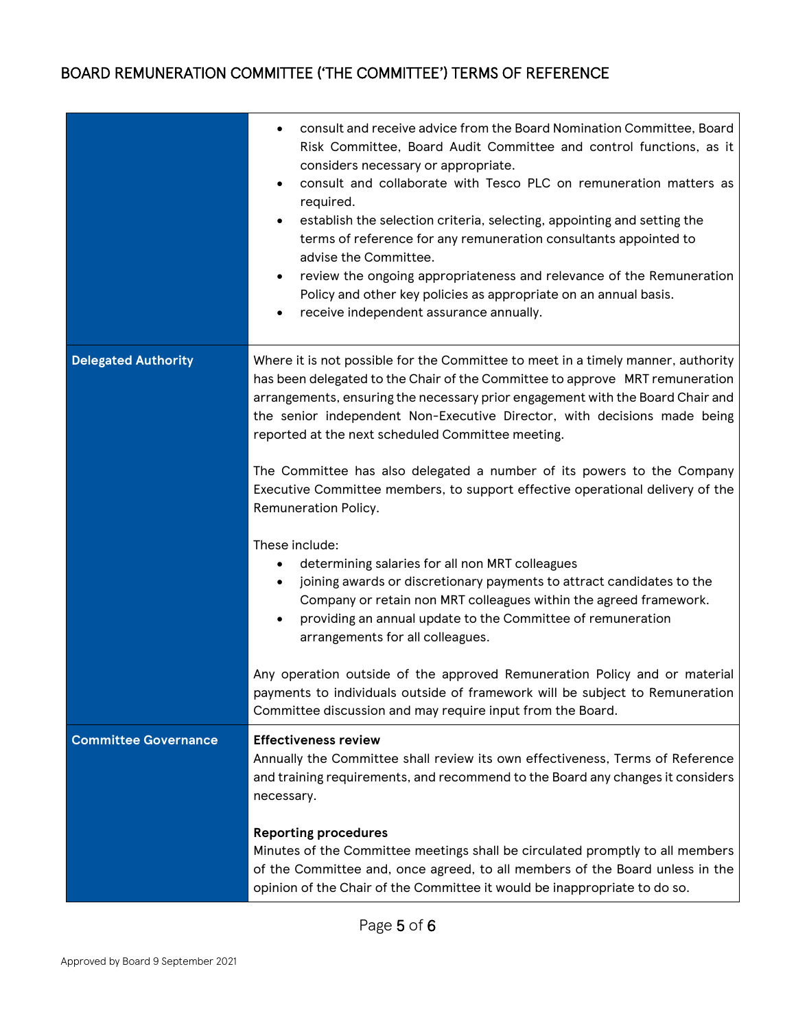## BOARD REMUNERATION COMMITTEE ('THE COMMITTEE') TERMS OF REFERENCE

| | |
|---|---|
| | • consult and receive advice from the Board Nomination Committee, Board Risk Committee, Board Audit Committee and control functions, as it considers necessary or appropriate.<br>• consult and collaborate with Tesco PLC on remuneration matters as required.<br>• establish the selection criteria, selecting, appointing and setting the terms of reference for any remuneration consultants appointed to advise the Committee.<br>• review the ongoing appropriateness and relevance of the Remuneration Policy and other key policies as appropriate on an annual basis.<br>• receive independent assurance annually. |
| **Delegated Authority** | Where it is not possible for the Committee to meet in a timely manner, authority has been delegated to the Chair of the Committee to approve MRT remuneration arrangements, ensuring the necessary prior engagement with the Board Chair and the senior independent Non-Executive Director, with decisions made being reported at the next scheduled Committee meeting.<br><br>The Committee has also delegated a number of its powers to the Company Executive Committee members, to support effective operational delivery of the Remuneration Policy.<br><br>These include:<br>• determining salaries for all non MRT colleagues<br>• joining awards or discretionary payments to attract candidates to the Company or retain non MRT colleagues within the agreed framework.<br>• providing an annual update to the Committee of remuneration arrangements for all colleagues.<br><br>Any operation outside of the approved Remuneration Policy and or material payments to individuals outside of framework will be subject to Remuneration Committee discussion and may require input from the Board. |
| **Committee Governance** | **Effectiveness review**<br>Annually the Committee shall review its own effectiveness, Terms of Reference and training requirements, and recommend to the Board any changes it considers necessary.<br><br>**Reporting procedures**<br>Minutes of the Committee meetings shall be circulated promptly to all members of the Committee and, once agreed, to all members of the Board unless in the opinion of the Chair of the Committee it would be inappropriate to do so. |

Approved by Board 9 September 2021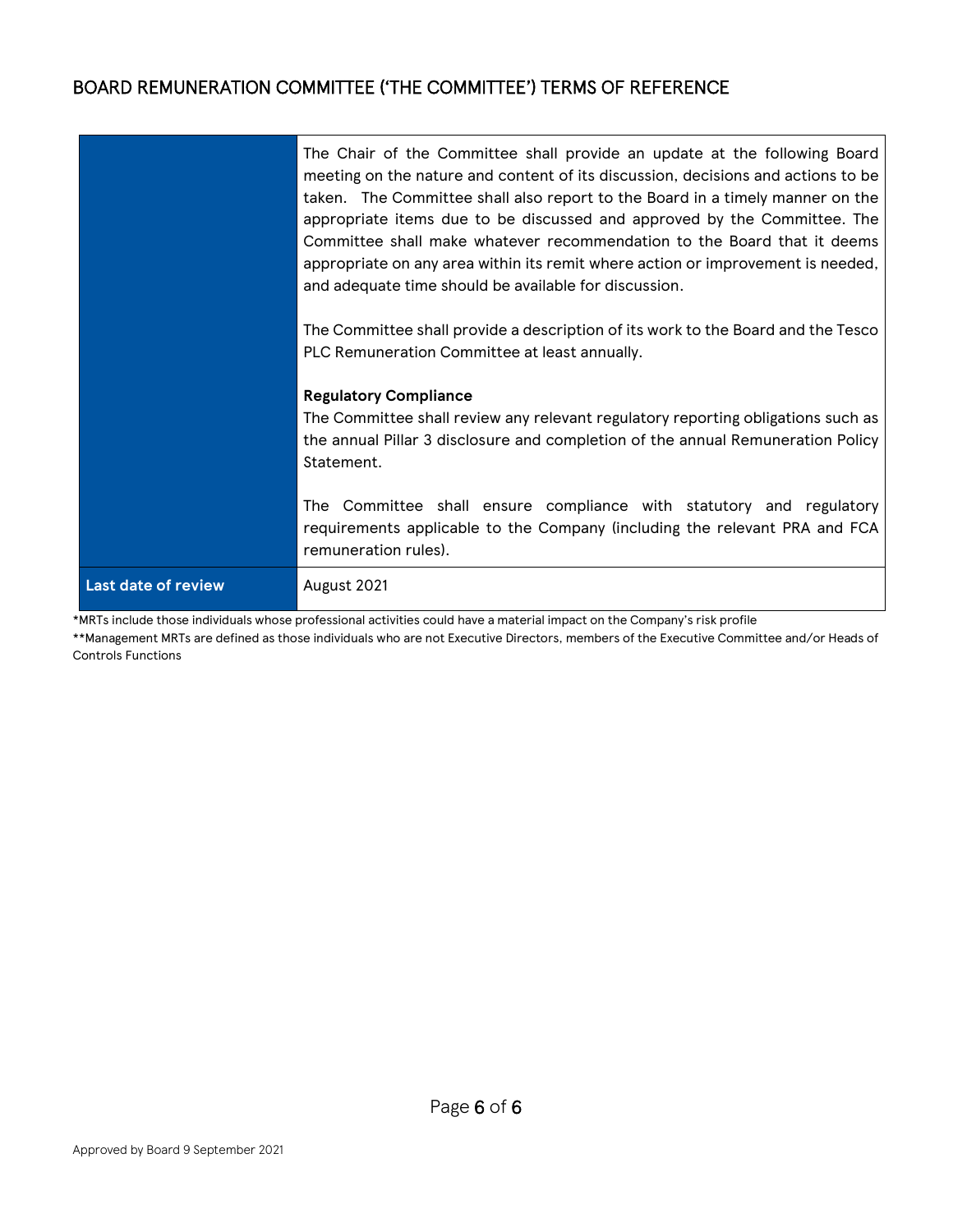# BOARD REMUNERATION COMMITTEE ('THE COMMITTEE') TERMS OF REFERENCE

| | |
|---|---|
| | The Chair of the Committee shall provide an update at the following Board meeting on the nature and content of its discussion, decisions and actions to be taken. The Committee shall also report to the Board in a timely manner on the appropriate items due to be discussed and approved by the Committee. The Committee shall make whatever recommendation to the Board that it deems appropriate on any area within its remit where action or improvement is needed, and adequate time should be available for discussion.<br><br>The Committee shall provide a description of its work to the Board and the Tesco PLC Remuneration Committee at least annually.<br><br>**Regulatory Compliance**<br>The Committee shall review any relevant regulatory reporting obligations such as the annual Pillar 3 disclosure and completion of the annual Remuneration Policy Statement.<br><br>The Committee shall ensure compliance with statutory and regulatory requirements applicable to the Company (including the relevant PRA and FCA remuneration rules). |
| **Last date of review** | August 2021 |

*MRTs include those individuals whose professional activities could have a material impact on the Company's risk profile

**Management MRTs are defined as those individuals who are not Executive Directors, members of the Executive Committee and/or Heads of Controls Functions

Approved by Board 9 September 2021